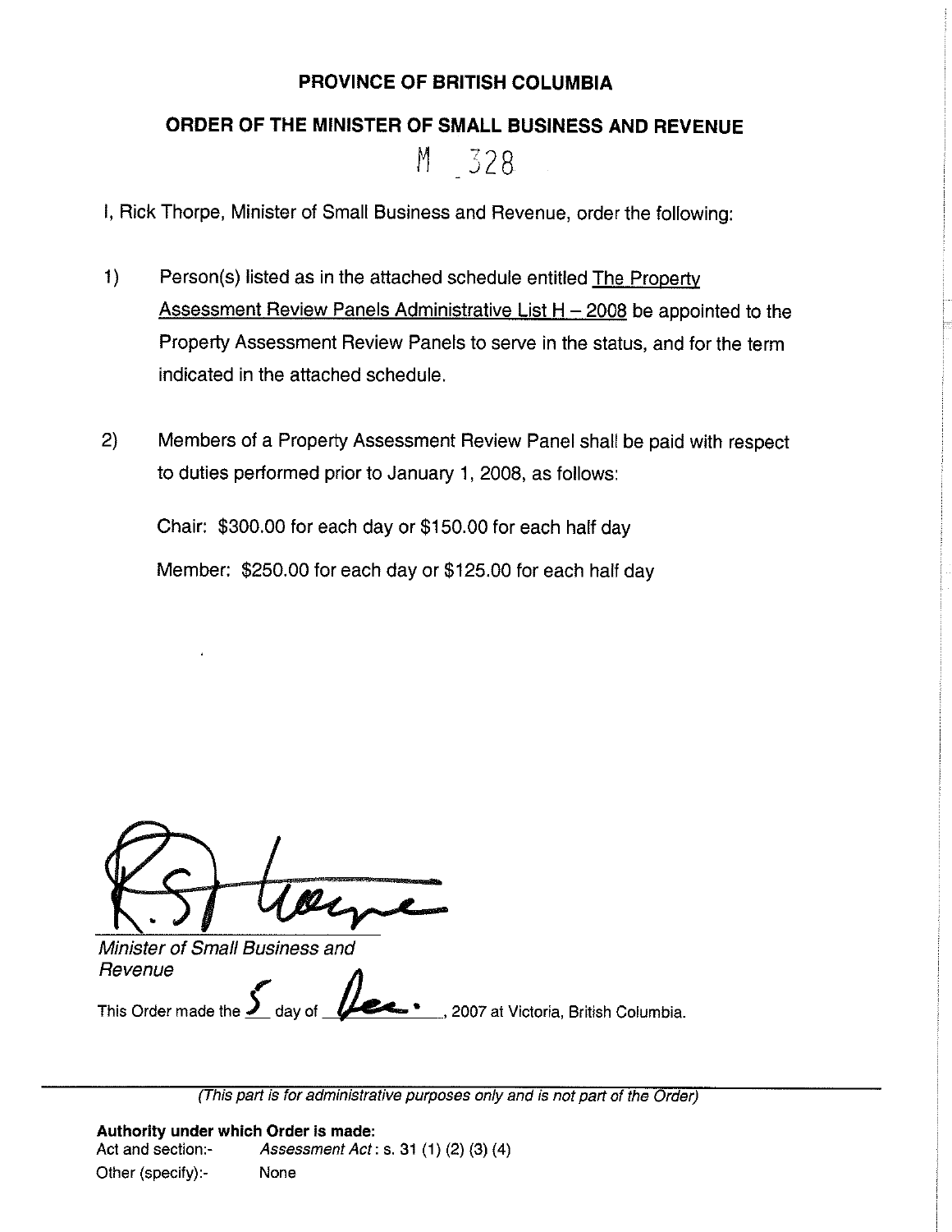# PROVINCE OF BRITISH COLUMBIA

## ORDER OF THE MINISTER OF SMALL BUSINESS AND REVENUE

M 328

I, Rick Thorpe, Minister of Small Business and Revenue, order the following:

1) Person(s) listed as in the attached schedule entitled The Property Assessment Review Panels Administrative List H – 2008 be appointed to the Property Assessment Review Panels to serve in the status, and for the term indicated in the attached schedule.

2) Members of a Property Assessment Review Panel shall be paid with respect to duties performed prior to January 1, 2008, as follows:

Chair: $300.00 for each day or $150.00 for each half day

Member: $250.00 for each day or $125.00 for each half day

*Minister of Small Business and Revenue*

This Order made the 5 day of Dec., 2007 at Victoria, British Columbia.

---

*(This part is for administrative purposes only and is not part of the Order)*

**Authority under which Order is made:**

Act and section:- *Assessment Act*: s. 31 (1) (2) (3) (4)

Other (specify):- None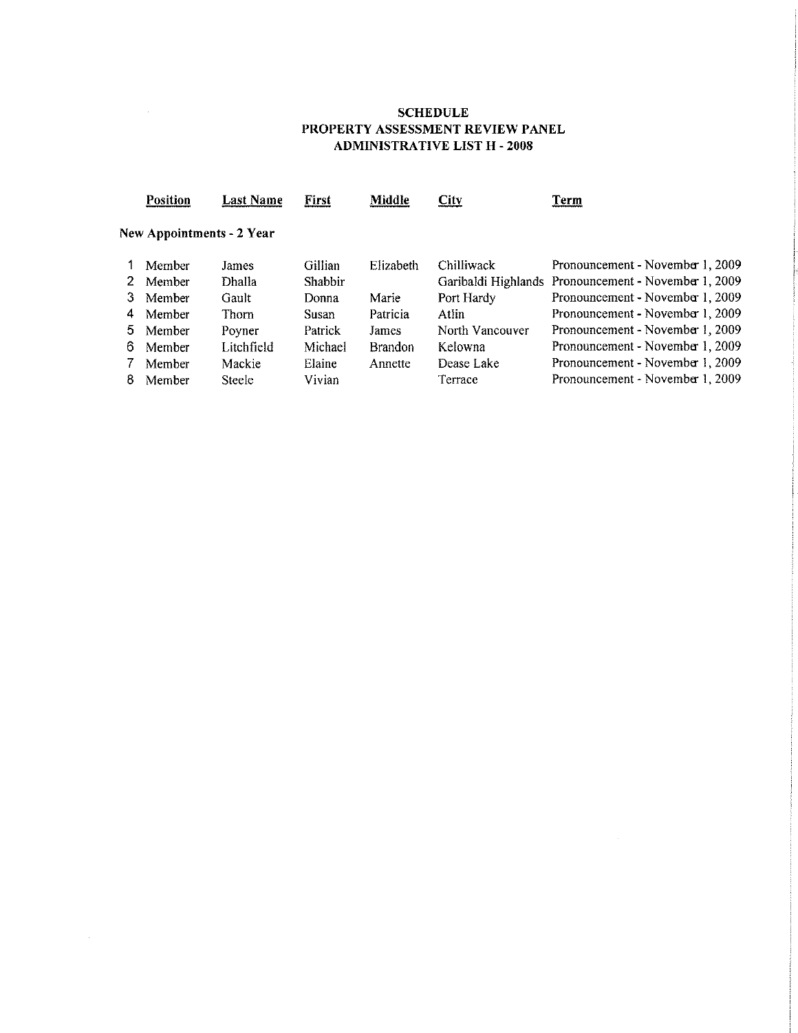**SCHEDULE**
**PROPERTY ASSESSMENT REVIEW PANEL**
**ADMINISTRATIVE LIST H - 2008**

| | Position | Last Name | First | Middle | City | Term |
|---|---|---|---|---|---|---|
| **New Appointments - 2 Year** | | | | | | |
| 1 | Member | James | Gillian | Elizabeth | Chilliwack | Pronouncement - November 1, 2009 |
| 2 | Member | Dhalla | Shabbir | | Garibaldi Highlands | Pronouncement - November 1, 2009 |
| 3 | Member | Gault | Donna | Marie | Port Hardy | Pronouncement - November 1, 2009 |
| 4 | Member | Thorn | Susan | Patricia | Atlin | Pronouncement - November 1, 2009 |
| 5 | Member | Poyner | Patrick | James | North Vancouver | Pronouncement - November 1, 2009 |
| 6 | Member | Litchfield | Michael | Brandon | Kelowna | Pronouncement - November 1, 2009 |
| 7 | Member | Mackie | Elaine | Annette | Dease Lake | Pronouncement - November 1, 2009 |
| 8 | Member | Steele | Vivian | | Terrace | Pronouncement - November 1, 2009 |